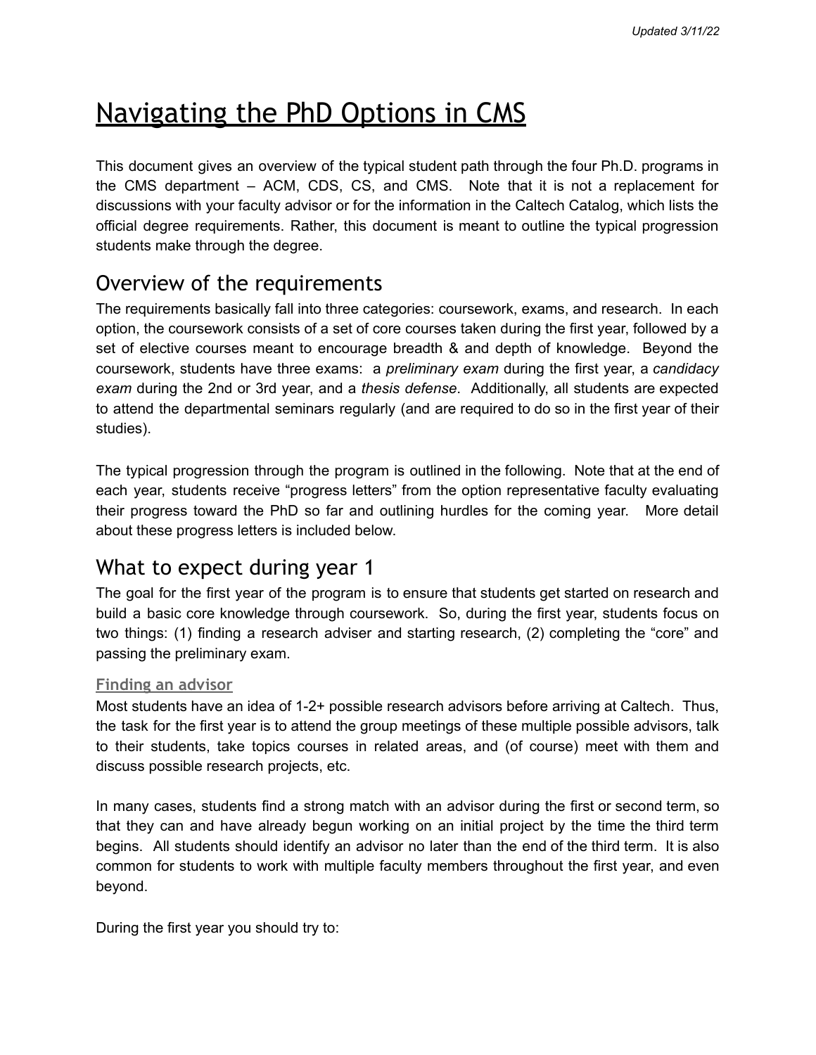# Navigating the PhD Options in CMS

This document gives an overview of the typical student path through the four Ph.D. programs in the CMS department – ACM, CDS, CS, and CMS. Note that it is not a replacement for discussions with your faculty advisor or for the information in the Caltech Catalog, which lists the official degree requirements. Rather, this document is meant to outline the typical progression students make through the degree.

## Overview of the requirements

The requirements basically fall into three categories: coursework, exams, and research. In each option, the coursework consists of a set of core courses taken during the first year, followed by a set of elective courses meant to encourage breadth & and depth of knowledge. Beyond the coursework, students have three exams: a *preliminary exam* during the first year, a *candidacy exam* during the 2nd or 3rd year, and a *thesis defense*. Additionally, all students are expected to attend the departmental seminars regularly (and are required to do so in the first year of their studies).

The typical progression through the program is outlined in the following. Note that at the end of each year, students receive "progress letters" from the option representative faculty evaluating their progress toward the PhD so far and outlining hurdles for the coming year. More detail about these progress letters is included below.

## What to expect during year 1

The goal for the first year of the program is to ensure that students get started on research and build a basic core knowledge through coursework. So, during the first year, students focus on two things: (1) finding a research adviser and starting research, (2) completing the "core" and passing the preliminary exam.

### Finding an advisor

Most students have an idea of 1-2+ possible research advisors before arriving at Caltech. Thus, the task for the first year is to attend the group meetings of these multiple possible advisors, talk to their students, take topics courses in related areas, and (of course) meet with them and discuss possible research projects, etc.

In many cases, students find a strong match with an advisor during the first or second term, so that they can and have already begun working on an initial project by the time the third term begins. All students should identify an advisor no later than the end of the third term. It is also common for students to work with multiple faculty members throughout the first year, and even beyond.

During the first year you should try to: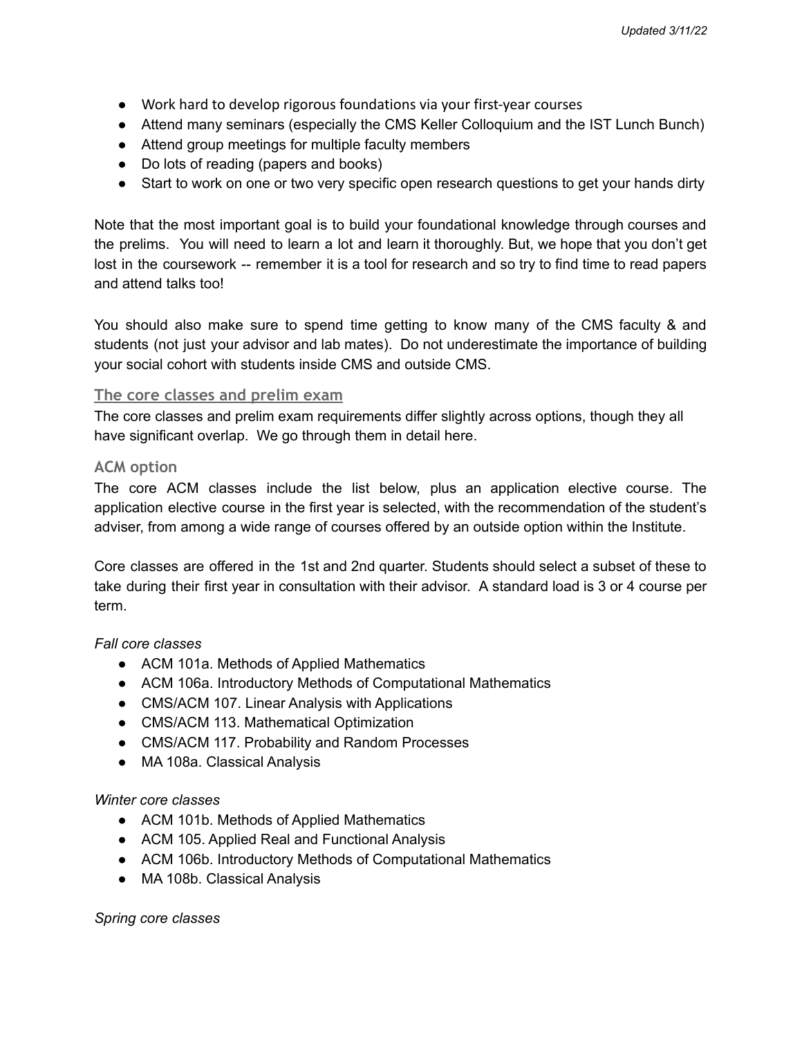- Work hard to develop rigorous foundations via your first-year courses
- Attend many seminars (especially the CMS Keller Colloquium and the IST Lunch Bunch)
- Attend group meetings for multiple faculty members
- Do lots of reading (papers and books)
- Start to work on one or two very specific open research questions to get your hands dirty

Note that the most important goal is to build your foundational knowledge through courses and the prelims. You will need to learn a lot and learn it thoroughly. But, we hope that you don't get lost in the coursework -- remember it is a tool for research and so try to find time to read papers and attend talks too!

You should also make sure to spend time getting to know many of the CMS faculty & and students (not just your advisor and lab mates). Do not underestimate the importance of building your social cohort with students inside CMS and outside CMS.

## The core classes and prelim exam

The core classes and prelim exam requirements differ slightly across options, though they all have significant overlap. We go through them in detail here.

### ACM option

The core ACM classes include the list below, plus an application elective course. The application elective course in the first year is selected, with the recommendation of the student's adviser, from among a wide range of courses offered by an outside option within the Institute.

Core classes are offered in the 1st and 2nd quarter. Students should select a subset of these to take during their first year in consultation with their advisor. A standard load is 3 or 4 course per term.

*Fall core classes*

- ACM 101a. Methods of Applied Mathematics
- ACM 106a. Introductory Methods of Computational Mathematics
- CMS/ACM 107. Linear Analysis with Applications
- CMS/ACM 113. Mathematical Optimization
- CMS/ACM 117. Probability and Random Processes
- MA 108a. Classical Analysis

*Winter core classes*

- ACM 101b. Methods of Applied Mathematics
- ACM 105. Applied Real and Functional Analysis
- ACM 106b. Introductory Methods of Computational Mathematics
- MA 108b. Classical Analysis

*Spring core classes*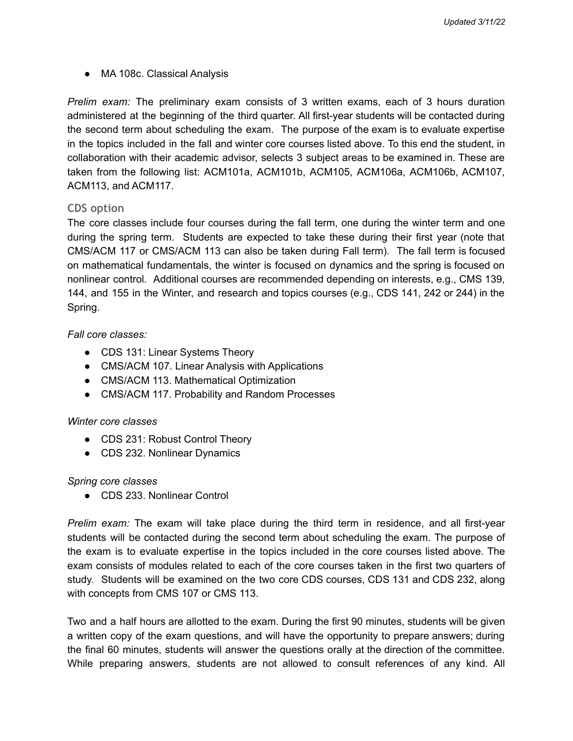- MA 108c. Classical Analysis

*Prelim exam:* The preliminary exam consists of 3 written exams, each of 3 hours duration administered at the beginning of the third quarter. All first-year students will be contacted during the second term about scheduling the exam. The purpose of the exam is to evaluate expertise in the topics included in the fall and winter core courses listed above. To this end the student, in collaboration with their academic advisor, selects 3 subject areas to be examined in. These are taken from the following list: ACM101a, ACM101b, ACM105, ACM106a, ACM106b, ACM107, ACM113, and ACM117.

### CDS option

The core classes include four courses during the fall term, one during the winter term and one during the spring term. Students are expected to take these during their first year (note that CMS/ACM 117 or CMS/ACM 113 can also be taken during Fall term). The fall term is focused on mathematical fundamentals, the winter is focused on dynamics and the spring is focused on nonlinear control. Additional courses are recommended depending on interests, e.g., CMS 139, 144, and 155 in the Winter, and research and topics courses (e.g., CDS 141, 242 or 244) in the Spring.

*Fall core classes:*

- CDS 131: Linear Systems Theory
- CMS/ACM 107. Linear Analysis with Applications
- CMS/ACM 113. Mathematical Optimization
- CMS/ACM 117. Probability and Random Processes

*Winter core classes*

- CDS 231: Robust Control Theory
- CDS 232. Nonlinear Dynamics

*Spring core classes*

- CDS 233. Nonlinear Control

*Prelim exam:* The exam will take place during the third term in residence, and all first-year students will be contacted during the second term about scheduling the exam. The purpose of the exam is to evaluate expertise in the topics included in the core courses listed above. The exam consists of modules related to each of the core courses taken in the first two quarters of study. Students will be examined on the two core CDS courses, CDS 131 and CDS 232, along with concepts from CMS 107 or CMS 113.

Two and a half hours are allotted to the exam. During the first 90 minutes, students will be given a written copy of the exam questions, and will have the opportunity to prepare answers; during the final 60 minutes, students will answer the questions orally at the direction of the committee. While preparing answers, students are not allowed to consult references of any kind. All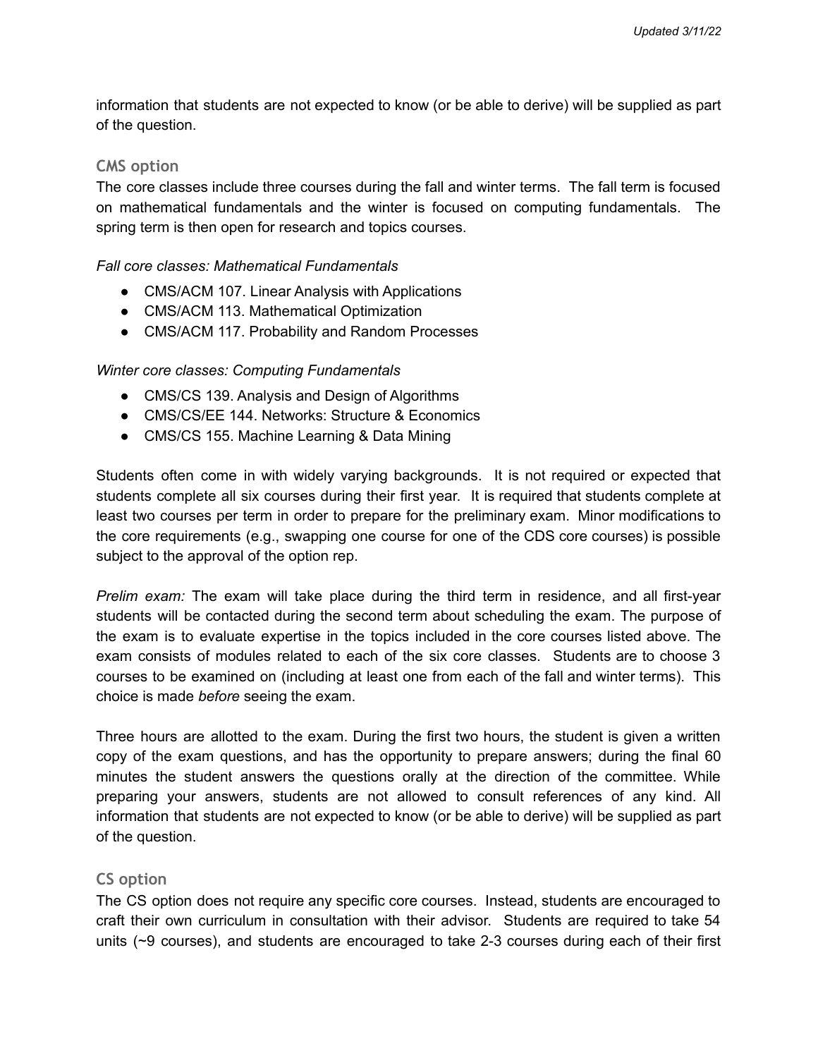information that students are not expected to know (or be able to derive) will be supplied as part of the question.

### CMS option

The core classes include three courses during the fall and winter terms. The fall term is focused on mathematical fundamentals and the winter is focused on computing fundamentals. The spring term is then open for research and topics courses.

*Fall core classes: Mathematical Fundamentals*

- CMS/ACM 107. Linear Analysis with Applications
- CMS/ACM 113. Mathematical Optimization
- CMS/ACM 117. Probability and Random Processes

*Winter core classes: Computing Fundamentals*

- CMS/CS 139. Analysis and Design of Algorithms
- CMS/CS/EE 144. Networks: Structure & Economics
- CMS/CS 155. Machine Learning & Data Mining

Students often come in with widely varying backgrounds. It is not required or expected that students complete all six courses during their first year. It is required that students complete at least two courses per term in order to prepare for the preliminary exam. Minor modifications to the core requirements (e.g., swapping one course for one of the CDS core courses) is possible subject to the approval of the option rep.

*Prelim exam:* The exam will take place during the third term in residence, and all first-year students will be contacted during the second term about scheduling the exam. The purpose of the exam is to evaluate expertise in the topics included in the core courses listed above. The exam consists of modules related to each of the six core classes. Students are to choose 3 courses to be examined on (including at least one from each of the fall and winter terms). This choice is made *before* seeing the exam.

Three hours are allotted to the exam. During the first two hours, the student is given a written copy of the exam questions, and has the opportunity to prepare answers; during the final 60 minutes the student answers the questions orally at the direction of the committee. While preparing your answers, students are not allowed to consult references of any kind. All information that students are not expected to know (or be able to derive) will be supplied as part of the question.

### CS option

The CS option does not require any specific core courses. Instead, students are encouraged to craft their own curriculum in consultation with their advisor. Students are required to take 54 units (~9 courses), and students are encouraged to take 2-3 courses during each of their first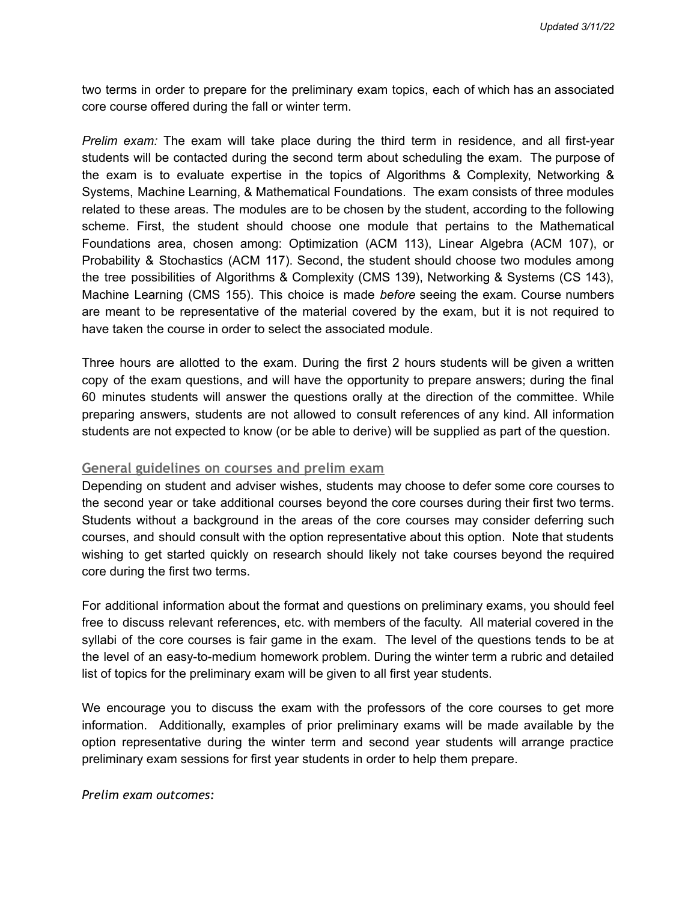two terms in order to prepare for the preliminary exam topics, each of which has an associated core course offered during the fall or winter term.

*Prelim exam:* The exam will take place during the third term in residence, and all first-year students will be contacted during the second term about scheduling the exam. The purpose of the exam is to evaluate expertise in the topics of Algorithms & Complexity, Networking & Systems, Machine Learning, & Mathematical Foundations. The exam consists of three modules related to these areas. The modules are to be chosen by the student, according to the following scheme. First, the student should choose one module that pertains to the Mathematical Foundations area, chosen among: Optimization (ACM 113), Linear Algebra (ACM 107), or Probability & Stochastics (ACM 117). Second, the student should choose two modules among the tree possibilities of Algorithms & Complexity (CMS 139), Networking & Systems (CS 143), Machine Learning (CMS 155). This choice is made *before* seeing the exam. Course numbers are meant to be representative of the material covered by the exam, but it is not required to have taken the course in order to select the associated module.

Three hours are allotted to the exam. During the first 2 hours students will be given a written copy of the exam questions, and will have the opportunity to prepare answers; during the final 60 minutes students will answer the questions orally at the direction of the committee. While preparing answers, students are not allowed to consult references of any kind. All information students are not expected to know (or be able to derive) will be supplied as part of the question.

## General guidelines on courses and prelim exam

Depending on student and adviser wishes, students may choose to defer some core courses to the second year or take additional courses beyond the core courses during their first two terms. Students without a background in the areas of the core courses may consider deferring such courses, and should consult with the option representative about this option. Note that students wishing to get started quickly on research should likely not take courses beyond the required core during the first two terms.

For additional information about the format and questions on preliminary exams, you should feel free to discuss relevant references, etc. with members of the faculty. All material covered in the syllabi of the core courses is fair game in the exam. The level of the questions tends to be at the level of an easy-to-medium homework problem. During the winter term a rubric and detailed list of topics for the preliminary exam will be given to all first year students.

We encourage you to discuss the exam with the professors of the core courses to get more information. Additionally, examples of prior preliminary exams will be made available by the option representative during the winter term and second year students will arrange practice preliminary exam sessions for first year students in order to help them prepare.

*Prelim exam outcomes:*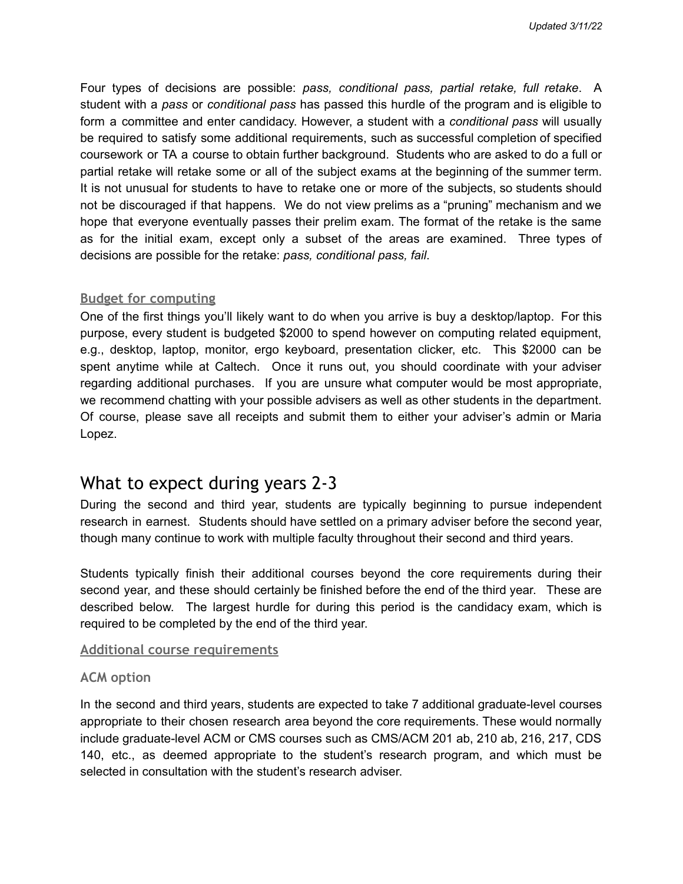Four types of decisions are possible: *pass, conditional pass, partial retake, full retake*. A student with a *pass* or *conditional pass* has passed this hurdle of the program and is eligible to form a committee and enter candidacy. However, a student with a *conditional pass* will usually be required to satisfy some additional requirements, such as successful completion of specified coursework or TA a course to obtain further background. Students who are asked to do a full or partial retake will retake some or all of the subject exams at the beginning of the summer term. It is not unusual for students to have to retake one or more of the subjects, so students should not be discouraged if that happens. We do not view prelims as a "pruning" mechanism and we hope that everyone eventually passes their prelim exam. The format of the retake is the same as for the initial exam, except only a subset of the areas are examined. Three types of decisions are possible for the retake: *pass, conditional pass, fail*.

### Budget for computing

One of the first things you'll likely want to do when you arrive is buy a desktop/laptop. For this purpose, every student is budgeted $2000 to spend however on computing related equipment, e.g., desktop, laptop, monitor, ergo keyboard, presentation clicker, etc. This $2000 can be spent anytime while at Caltech. Once it runs out, you should coordinate with your adviser regarding additional purchases. If you are unsure what computer would be most appropriate, we recommend chatting with your possible advisers as well as other students in the department. Of course, please save all receipts and submit them to either your adviser's admin or Maria Lopez.

## What to expect during years 2-3

During the second and third year, students are typically beginning to pursue independent research in earnest. Students should have settled on a primary adviser before the second year, though many continue to work with multiple faculty throughout their second and third years.

Students typically finish their additional courses beyond the core requirements during their second year, and these should certainly be finished before the end of the third year. These are described below. The largest hurdle for during this period is the candidacy exam, which is required to be completed by the end of the third year.

### Additional course requirements

#### ACM option

In the second and third years, students are expected to take 7 additional graduate-level courses appropriate to their chosen research area beyond the core requirements. These would normally include graduate-level ACM or CMS courses such as CMS/ACM 201 ab, 210 ab, 216, 217, CDS 140, etc., as deemed appropriate to the student's research program, and which must be selected in consultation with the student's research adviser.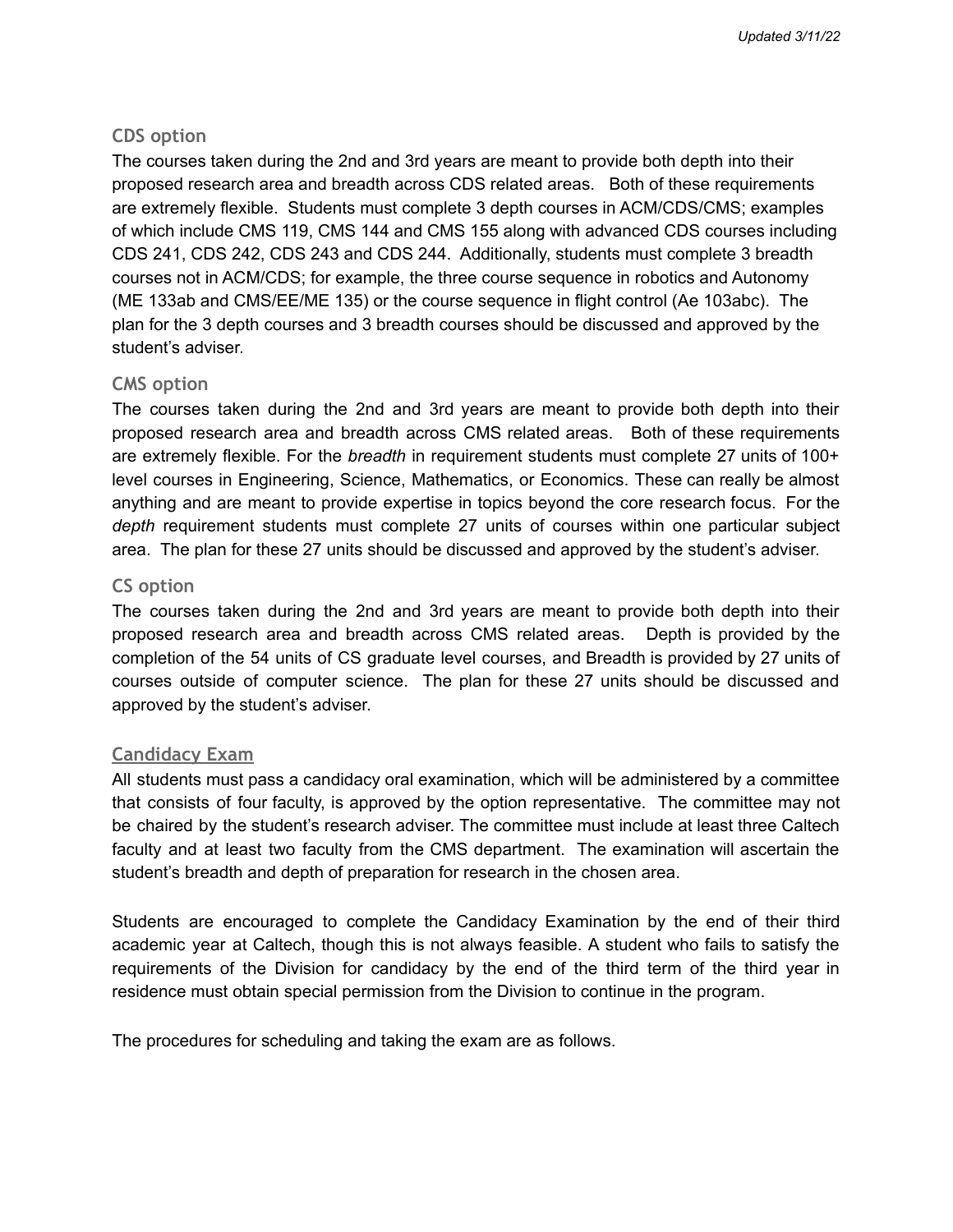### CDS option

The courses taken during the 2nd and 3rd years are meant to provide both depth into their proposed research area and breadth across CDS related areas. Both of these requirements are extremely flexible. Students must complete 3 depth courses in ACM/CDS/CMS; examples of which include CMS 119, CMS 144 and CMS 155 along with advanced CDS courses including CDS 241, CDS 242, CDS 243 and CDS 244. Additionally, students must complete 3 breadth courses not in ACM/CDS; for example, the three course sequence in robotics and Autonomy (ME 133ab and CMS/EE/ME 135) or the course sequence in flight control (Ae 103abc). The plan for the 3 depth courses and 3 breadth courses should be discussed and approved by the student's adviser.

### CMS option

The courses taken during the 2nd and 3rd years are meant to provide both depth into their proposed research area and breadth across CMS related areas. Both of these requirements are extremely flexible. For the *breadth* in requirement students must complete 27 units of 100+ level courses in Engineering, Science, Mathematics, or Economics. These can really be almost anything and are meant to provide expertise in topics beyond the core research focus. For the *depth* requirement students must complete 27 units of courses within one particular subject area. The plan for these 27 units should be discussed and approved by the student's adviser.

### CS option

The courses taken during the 2nd and 3rd years are meant to provide both depth into their proposed research area and breadth across CMS related areas. Depth is provided by the completion of the 54 units of CS graduate level courses, and Breadth is provided by 27 units of courses outside of computer science. The plan for these 27 units should be discussed and approved by the student's adviser.

## Candidacy Exam

All students must pass a candidacy oral examination, which will be administered by a committee that consists of four faculty, is approved by the option representative. The committee may not be chaired by the student's research adviser. The committee must include at least three Caltech faculty and at least two faculty from the CMS department. The examination will ascertain the student's breadth and depth of preparation for research in the chosen area.

Students are encouraged to complete the Candidacy Examination by the end of their third academic year at Caltech, though this is not always feasible. A student who fails to satisfy the requirements of the Division for candidacy by the end of the third term of the third year in residence must obtain special permission from the Division to continue in the program.

The procedures for scheduling and taking the exam are as follows.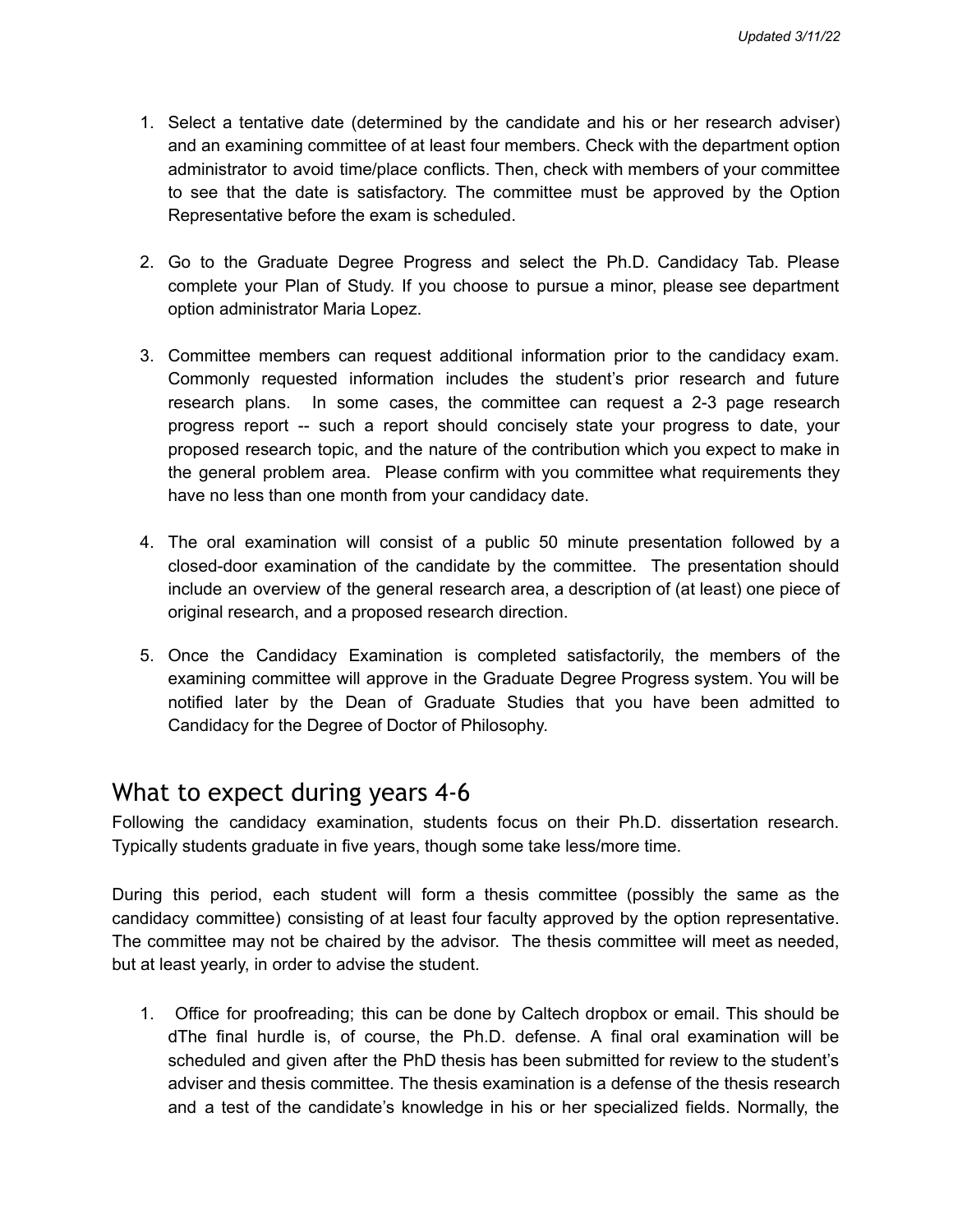1. Select a tentative date (determined by the candidate and his or her research adviser) and an examining committee of at least four members. Check with the department option administrator to avoid time/place conflicts. Then, check with members of your committee to see that the date is satisfactory. The committee must be approved by the Option Representative before the exam is scheduled.

2. Go to the Graduate Degree Progress and select the Ph.D. Candidacy Tab. Please complete your Plan of Study. If you choose to pursue a minor, please see department option administrator Maria Lopez.

3. Committee members can request additional information prior to the candidacy exam. Commonly requested information includes the student's prior research and future research plans. In some cases, the committee can request a 2-3 page research progress report -- such a report should concisely state your progress to date, your proposed research topic, and the nature of the contribution which you expect to make in the general problem area. Please confirm with you committee what requirements they have no less than one month from your candidacy date.

4. The oral examination will consist of a public 50 minute presentation followed by a closed-door examination of the candidate by the committee. The presentation should include an overview of the general research area, a description of (at least) one piece of original research, and a proposed research direction.

5. Once the Candidacy Examination is completed satisfactorily, the members of the examining committee will approve in the Graduate Degree Progress system. You will be notified later by the Dean of Graduate Studies that you have been admitted to Candidacy for the Degree of Doctor of Philosophy.

## What to expect during years 4-6

Following the candidacy examination, students focus on their Ph.D. dissertation research. Typically students graduate in five years, though some take less/more time.

During this period, each student will form a thesis committee (possibly the same as the candidacy committee) consisting of at least four faculty approved by the option representative. The committee may not be chaired by the advisor. The thesis committee will meet as needed, but at least yearly, in order to advise the student.

1. Office for proofreading; this can be done by Caltech dropbox or email. This should be dThe final hurdle is, of course, the Ph.D. defense. A final oral examination will be scheduled and given after the PhD thesis has been submitted for review to the student's adviser and thesis committee. The thesis examination is a defense of the thesis research and a test of the candidate's knowledge in his or her specialized fields. Normally, the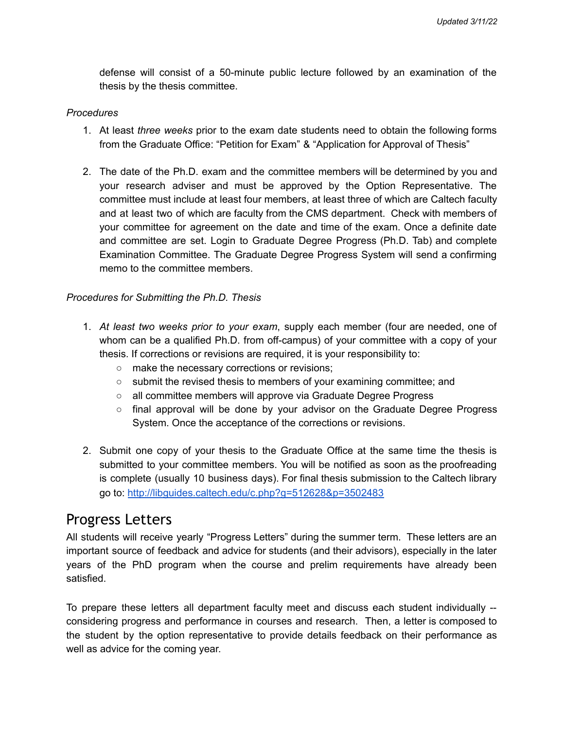defense will consist of a 50-minute public lecture followed by an examination of the thesis by the thesis committee.

*Procedures*

1. At least *three weeks* prior to the exam date students need to obtain the following forms from the Graduate Office: "Petition for Exam" & "Application for Approval of Thesis"

2. The date of the Ph.D. exam and the committee members will be determined by you and your research adviser and must be approved by the Option Representative. The committee must include at least four members, at least three of which are Caltech faculty and at least two of which are faculty from the CMS department. Check with members of your committee for agreement on the date and time of the exam. Once a definite date and committee are set. Login to Graduate Degree Progress (Ph.D. Tab) and complete Examination Committee. The Graduate Degree Progress System will send a confirming memo to the committee members.

*Procedures for Submitting the Ph.D. Thesis*

1. *At least two weeks prior to your exam*, supply each member (four are needed, one of whom can be a qualified Ph.D. from off-campus) of your committee with a copy of your thesis. If corrections or revisions are required, it is your responsibility to:
   - make the necessary corrections or revisions;
   - submit the revised thesis to members of your examining committee; and
   - all committee members will approve via Graduate Degree Progress
   - final approval will be done by your advisor on the Graduate Degree Progress System. Once the acceptance of the corrections or revisions.

2. Submit one copy of your thesis to the Graduate Office at the same time the thesis is submitted to your committee members. You will be notified as soon as the proofreading is complete (usually 10 business days). For final thesis submission to the Caltech library go to: [http://libguides.caltech.edu/c.php?g=512628&p=3502483](http://libguides.caltech.edu/c.php?g=512628&p=3502483)

## Progress Letters

All students will receive yearly "Progress Letters" during the summer term. These letters are an important source of feedback and advice for students (and their advisors), especially in the later years of the PhD program when the course and prelim requirements have already been satisfied.

To prepare these letters all department faculty meet and discuss each student individually -- considering progress and performance in courses and research. Then, a letter is composed to the student by the option representative to provide details feedback on their performance as well as advice for the coming year.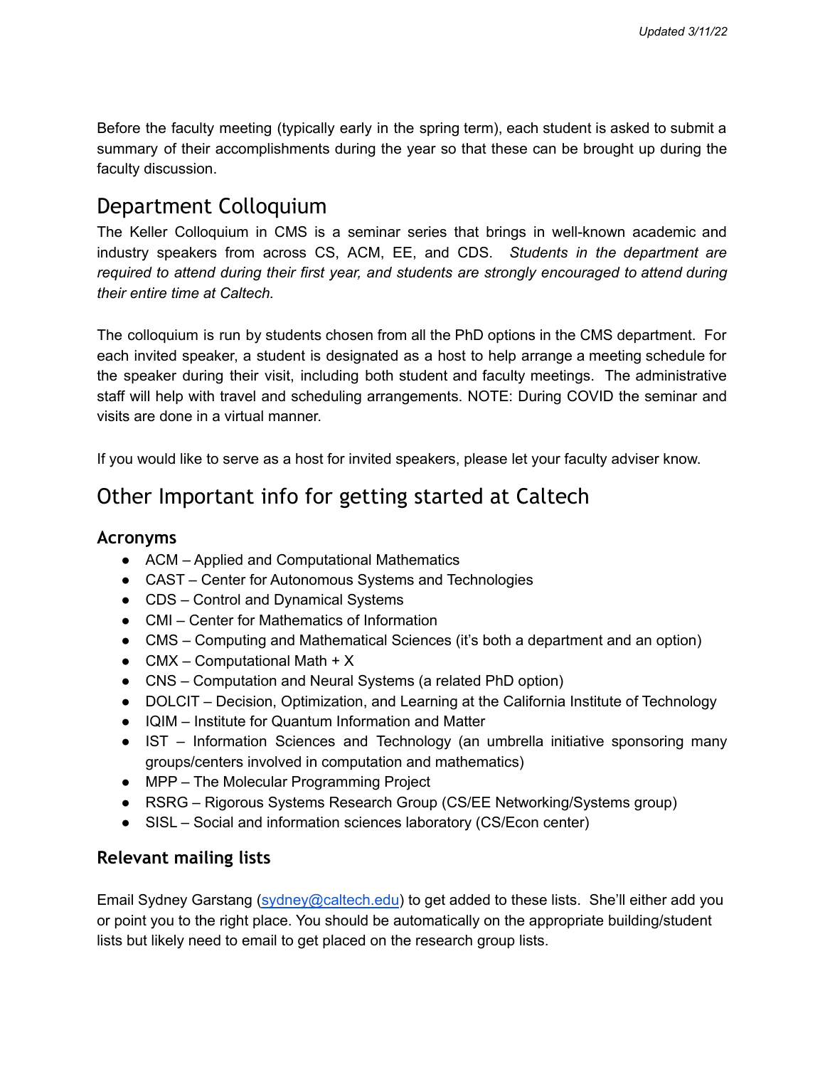Before the faculty meeting (typically early in the spring term), each student is asked to submit a summary of their accomplishments during the year so that these can be brought up during the faculty discussion.

## Department Colloquium

The Keller Colloquium in CMS is a seminar series that brings in well-known academic and industry speakers from across CS, ACM, EE, and CDS. *Students in the department are required to attend during their first year, and students are strongly encouraged to attend during their entire time at Caltech.*

The colloquium is run by students chosen from all the PhD options in the CMS department. For each invited speaker, a student is designated as a host to help arrange a meeting schedule for the speaker during their visit, including both student and faculty meetings. The administrative staff will help with travel and scheduling arrangements. NOTE: During COVID the seminar and visits are done in a virtual manner.

If you would like to serve as a host for invited speakers, please let your faculty adviser know.

## Other Important info for getting started at Caltech

### Acronyms

- ACM – Applied and Computational Mathematics
- CAST – Center for Autonomous Systems and Technologies
- CDS – Control and Dynamical Systems
- CMI – Center for Mathematics of Information
- CMS – Computing and Mathematical Sciences (it's both a department and an option)
- CMX – Computational Math + X
- CNS – Computation and Neural Systems (a related PhD option)
- DOLCIT – Decision, Optimization, and Learning at the California Institute of Technology
- IQIM – Institute for Quantum Information and Matter
- IST – Information Sciences and Technology (an umbrella initiative sponsoring many groups/centers involved in computation and mathematics)
- MPP – The Molecular Programming Project
- RSRG – Rigorous Systems Research Group (CS/EE Networking/Systems group)
- SISL – Social and information sciences laboratory (CS/Econ center)

### Relevant mailing lists

Email Sydney Garstang (sydney@caltech.edu) to get added to these lists. She'll either add you or point you to the right place. You should be automatically on the appropriate building/student lists but likely need to email to get placed on the research group lists.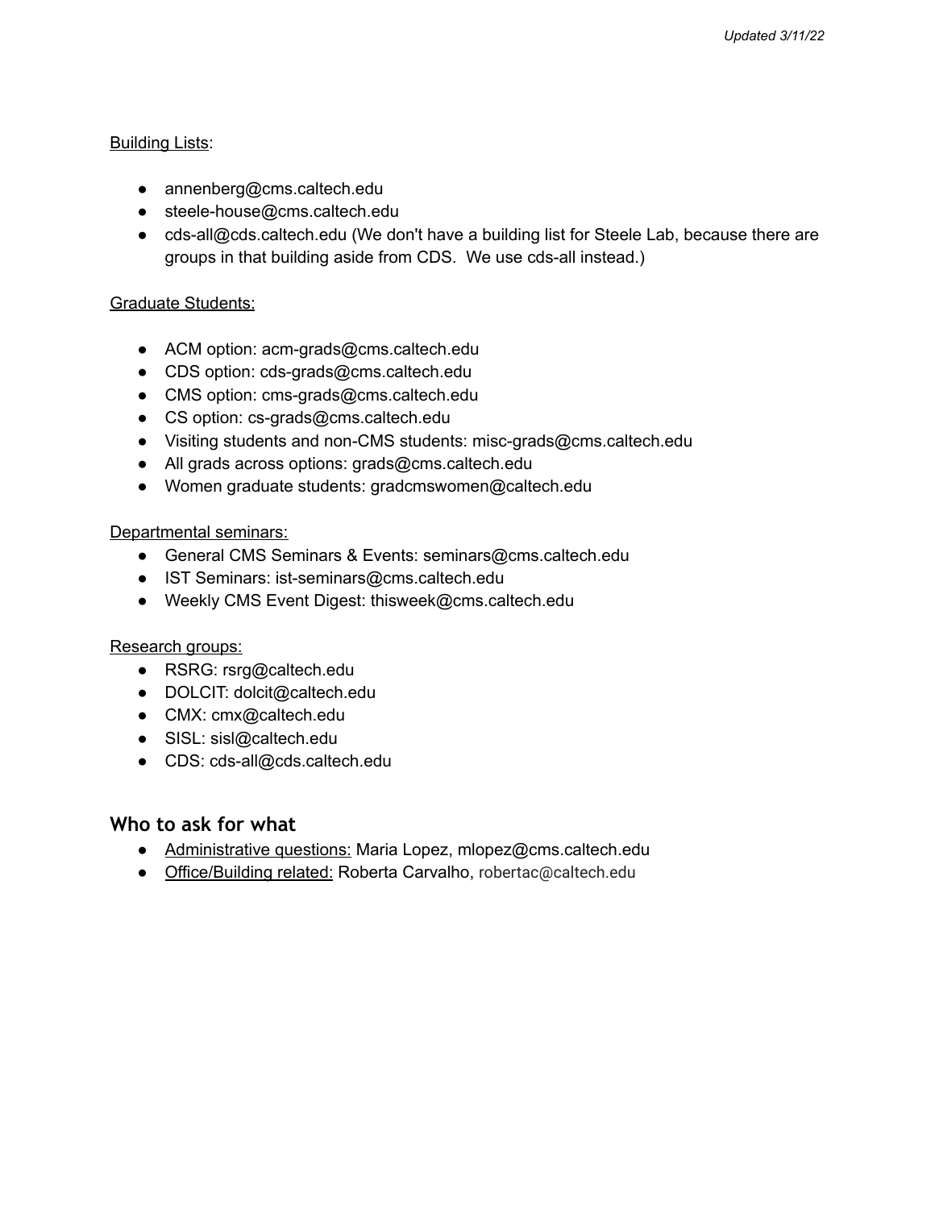*Updated 3/11/22*

Building Lists:

- annenberg@cms.caltech.edu
- steele-house@cms.caltech.edu
- cds-all@cds.caltech.edu (We don't have a building list for Steele Lab, because there are groups in that building aside from CDS. We use cds-all instead.)

Graduate Students:

- ACM option: acm-grads@cms.caltech.edu
- CDS option: cds-grads@cms.caltech.edu
- CMS option: cms-grads@cms.caltech.edu
- CS option: cs-grads@cms.caltech.edu
- Visiting students and non-CMS students: misc-grads@cms.caltech.edu
- All grads across options: grads@cms.caltech.edu
- Women graduate students: gradcmswomen@caltech.edu

Departmental seminars:

- General CMS Seminars & Events: seminars@cms.caltech.edu
- IST Seminars: ist-seminars@cms.caltech.edu
- Weekly CMS Event Digest: thisweek@cms.caltech.edu

Research groups:

- RSRG: rsrg@caltech.edu
- DOLCIT: dolcit@caltech.edu
- CMX: cmx@caltech.edu
- SISL: sisl@caltech.edu
- CDS: cds-all@cds.caltech.edu

## Who to ask for what

- Administrative questions: Maria Lopez, mlopez@cms.caltech.edu
- Office/Building related: Roberta Carvalho, robertac@caltech.edu